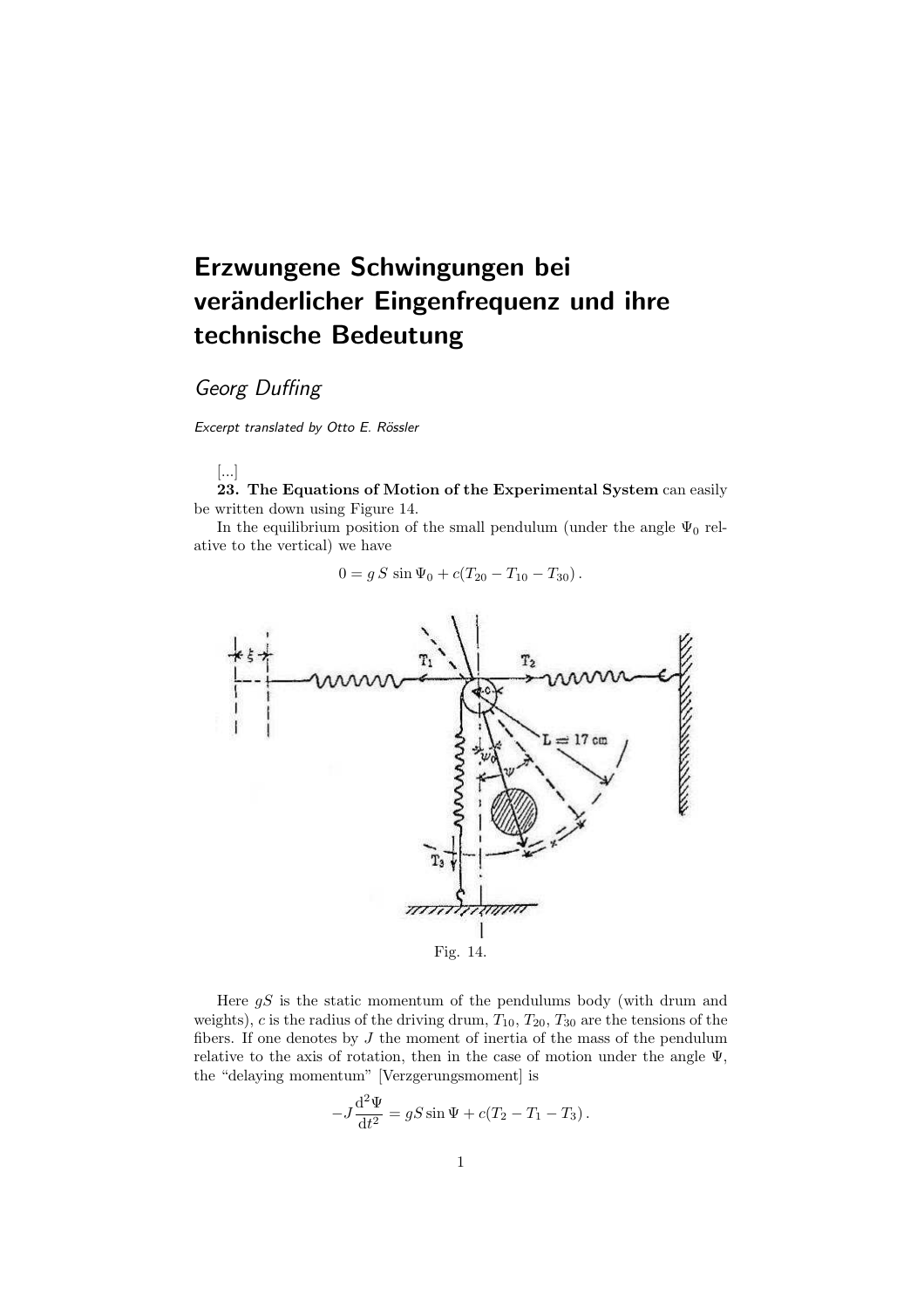# Erzwungene Schwingungen bei veränderlicher Eigenfrequenz und ihre technische Bedeutung

*Georg Duffing*

*Excerpt translated by Otto E. Rössler*

[...]

**23. The Equations of Motion of the Experimental System** can easily be written down using Figure 14.

In the equilibrium position of the small pendulum (under the angle $\Psi_0$ relative to the vertical) we have

$$0 = g\,S\,\sin\Psi_0 + c(T_{20} - T_{10} - T_{30})\,.$$

Fig. 14.

Here $gS$ is the static momentum of the pendulums body (with drum and weights), $c$ is the radius of the driving drum, $T_{10}$, $T_{20}$, $T_{30}$ are the tensions of the fibers. If one denotes by $J$ the moment of inertia of the mass of the pendulum relative to the axis of rotation, then in the case of motion under the angle $\Psi$, the "delaying momentum" [Verzgerungsmoment] is

$$-J\frac{\mathrm{d}^2\Psi}{\mathrm{d}t^2} = gS\sin\Psi + c(T_2 - T_1 - T_3)\,.$$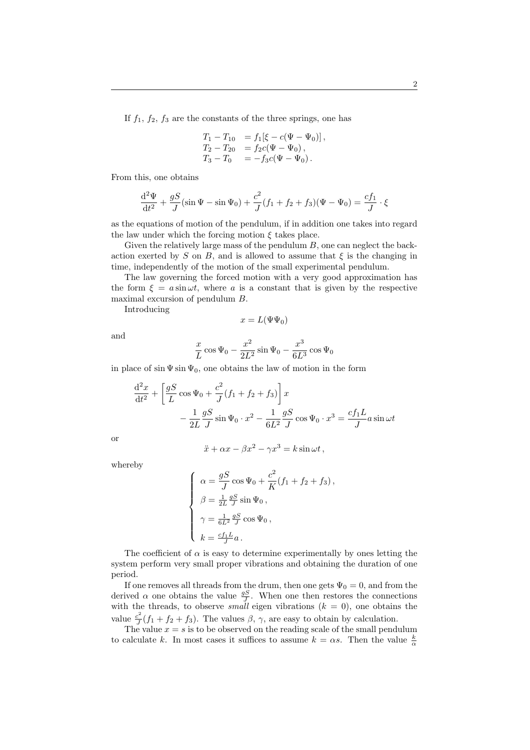If $f_1$, $f_2$, $f_3$ are the constants of the three springs, one has

$$
\begin{aligned}
T_1 - T_{10} &= f_1[\xi - c(\Psi - \Psi_0)]\,, \\
T_2 - T_{20} &= f_2 c(\Psi - \Psi_0)\,, \\
T_3 - T_0 &= -f_3 c(\Psi - \Psi_0)\,.
\end{aligned}
$$

From this, one obtains

$$
\frac{\mathrm{d}^2\Psi}{\mathrm{d}t^2} + \frac{gS}{J}(\sin\Psi - \sin\Psi_0) + \frac{c^2}{J}(f_1 + f_2 + f_3)(\Psi - \Psi_0) = \frac{cf_1}{J}\cdot\xi
$$

as the equations of motion of the pendulum, if in addition one takes into regard the law under which the forcing motion $\xi$ takes place.

Given the relatively large mass of the pendulum $B$, one can neglect the back-action exerted by $S$ on $B$, and is allowed to assume that $\xi$ is the changing in time, independently of the motion of the small experimental pendulum.

The law governing the forced motion with a very good approximation has the form $\xi = a\sin\omega t$, where $a$ is a constant that is given by the respective maximal excursion of pendulum $B$.

Introducing

$$
x = L(\Psi\Psi_0)
$$

and

$$
\frac{x}{L}\cos\Psi_0 - \frac{x^2}{2L^2}\sin\Psi_0 - \frac{x^3}{6L^3}\cos\Psi_0
$$

in place of $\sin\Psi\sin\Psi_0$, one obtains the law of motion in the form

$$
\begin{aligned}
\frac{\mathrm{d}^2x}{\mathrm{d}t^2} &+ \left[\frac{gS}{L}\cos\Psi_0 + \frac{c^2}{J}(f_1 + f_2 + f_3)\right]x \\
&- \frac{1}{2L}\frac{gS}{J}\sin\Psi_0\cdot x^2 - \frac{1}{6L^2}\frac{gS}{J}\cos\Psi_0\cdot x^3 = \frac{cf_1L}{J}a\sin\omega t
\end{aligned}
$$

or

$$
\ddot{x} + \alpha x - \beta x^2 - \gamma x^3 = k\sin\omega t\,,
$$

whereby

$$
\begin{cases}
\alpha = \dfrac{gS}{J}\cos\Psi_0 + \dfrac{c^2}{K}(f_1 + f_2 + f_3)\,, \\
\beta = \frac{1}{2L}\frac{gS}{J}\sin\Psi_0\,, \\
\gamma = \frac{1}{6L^2}\frac{gS}{J}\cos\Psi_0\,, \\
k = \frac{cf_1L}{J}a\,.
\end{cases}
$$

The coefficient of $\alpha$ is easy to determine experimentally by ones letting the system perform very small proper vibrations and obtaining the duration of one period.

If one removes all threads from the drum, then one gets $\Psi_0 = 0$, and from the derived $\alpha$ one obtains the value $\frac{gS}{J}$. When one then restores the connections with the threads, to observe *small* eigen vibrations ($k = 0$), one obtains the value $\frac{c^2}{J}(f_1 + f_2 + f_3)$. The values $\beta$, $\gamma$, are easy to obtain by calculation.

The value $x = s$ is to be observed on the reading scale of the small pendulum to calculate $k$. In most cases it suffices to assume $k = \alpha s$. Then the value $\frac{k}{\alpha}$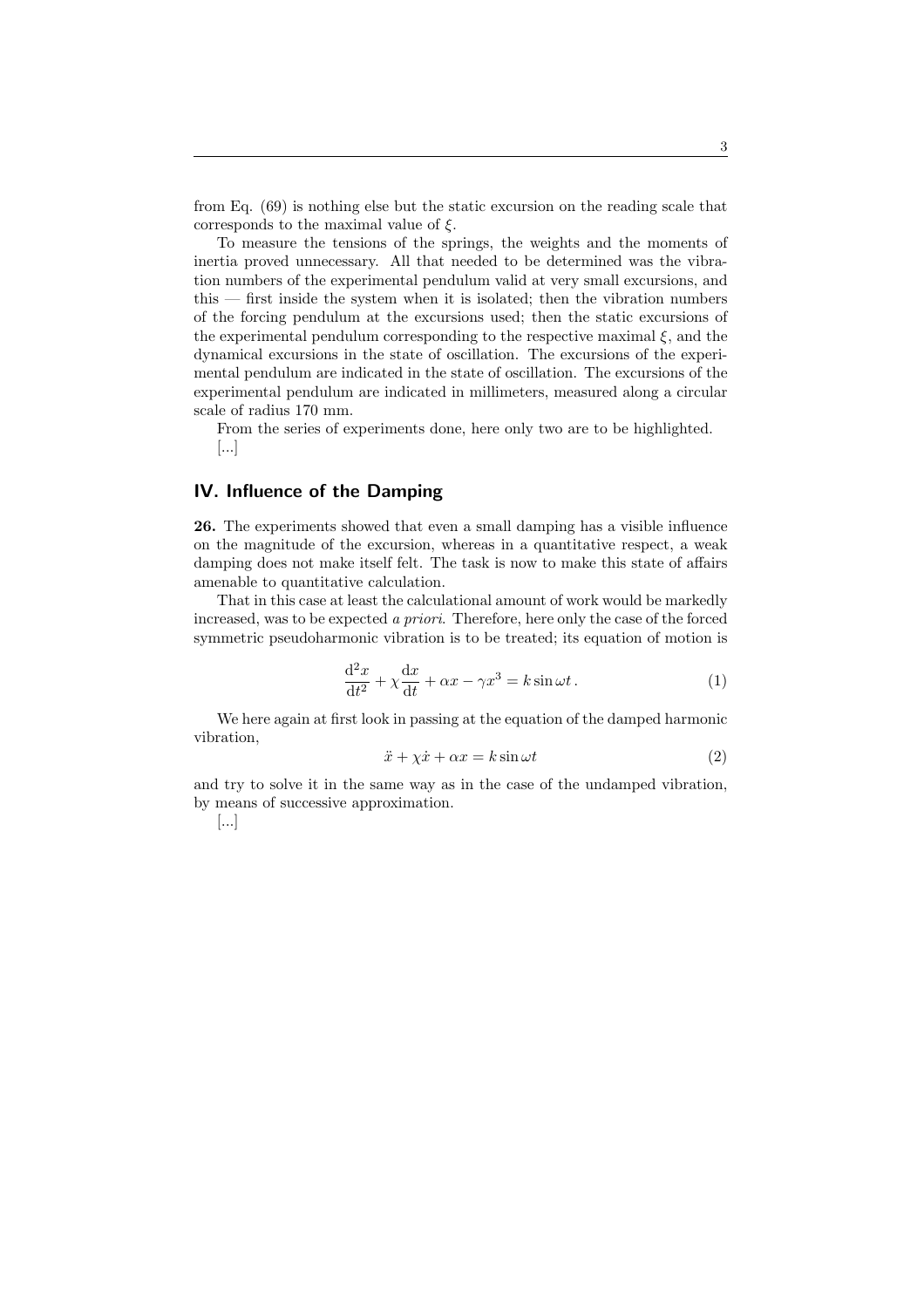from Eq. (69) is nothing else but the static excursion on the reading scale that corresponds to the maximal value of $\xi$.

To measure the tensions of the springs, the weights and the moments of inertia proved unnecessary. All that needed to be determined was the vibration numbers of the experimental pendulum valid at very small excursions, and this — first inside the system when it is isolated; then the vibration numbers of the forcing pendulum at the excursions used; then the static excursions of the experimental pendulum corresponding to the respective maximal $\xi$, and the dynamical excursions in the state of oscillation. The excursions of the experimental pendulum are indicated in the state of oscillation. The excursions of the experimental pendulum are indicated in millimeters, measured along a circular scale of radius 170 mm.

From the series of experiments done, here only two are to be highlighted.

[...]

## IV. Influence of the Damping

**26.** The experiments showed that even a small damping has a visible influence on the magnitude of the excursion, whereas in a quantitative respect, a weak damping does not make itself felt. The task is now to make this state of affairs amenable to quantitative calculation.

That in this case at least the calculational amount of work would be markedly increased, was to be expected *a priori*. Therefore, here only the case of the forced symmetric pseudoharmonic vibration is to be treated; its equation of motion is

$$\frac{\mathrm{d}^2x}{\mathrm{d}t^2} + \chi\frac{\mathrm{d}x}{\mathrm{d}t} + \alpha x - \gamma x^3 = k\sin\omega t\,. \tag{1}$$

We here again at first look in passing at the equation of the damped harmonic vibration,

$$\ddot{x} + \chi\dot{x} + \alpha x = k\sin\omega t \tag{2}$$

and try to solve it in the same way as in the case of the undamped vibration, by means of successive approximation.

[...]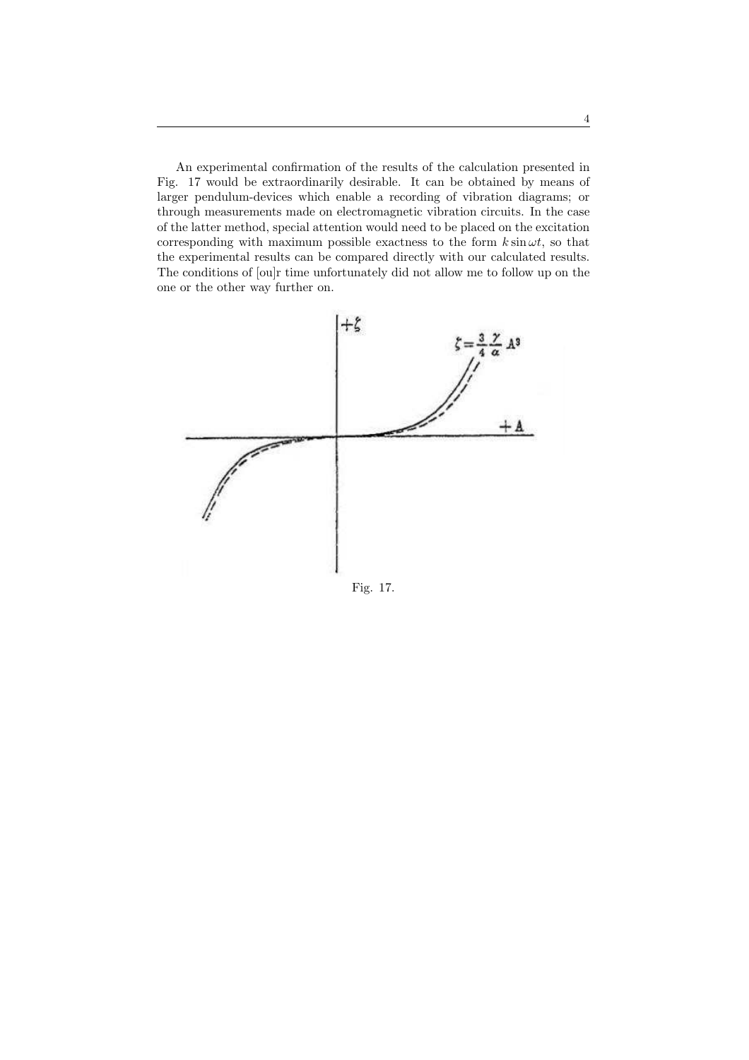An experimental confirmation of the results of the calculation presented in Fig. 17 would be extraordinarily desirable. It can be obtained by means of larger pendulum-devices which enable a recording of vibration diagrams; or through measurements made on electromagnetic vibration circuits. In the case of the latter method, special attention would need to be placed on the excitation corresponding with maximum possible exactness to the form $k \sin \omega t$, so that the experimental results can be compared directly with our calculated results. The conditions of [ou]r time unfortunately did not allow me to follow up on the one or the other way further on.

$+\zeta$

$\zeta = \frac{3}{4} \frac{\gamma}{\alpha} A^3$

$+A$

Fig. 17.